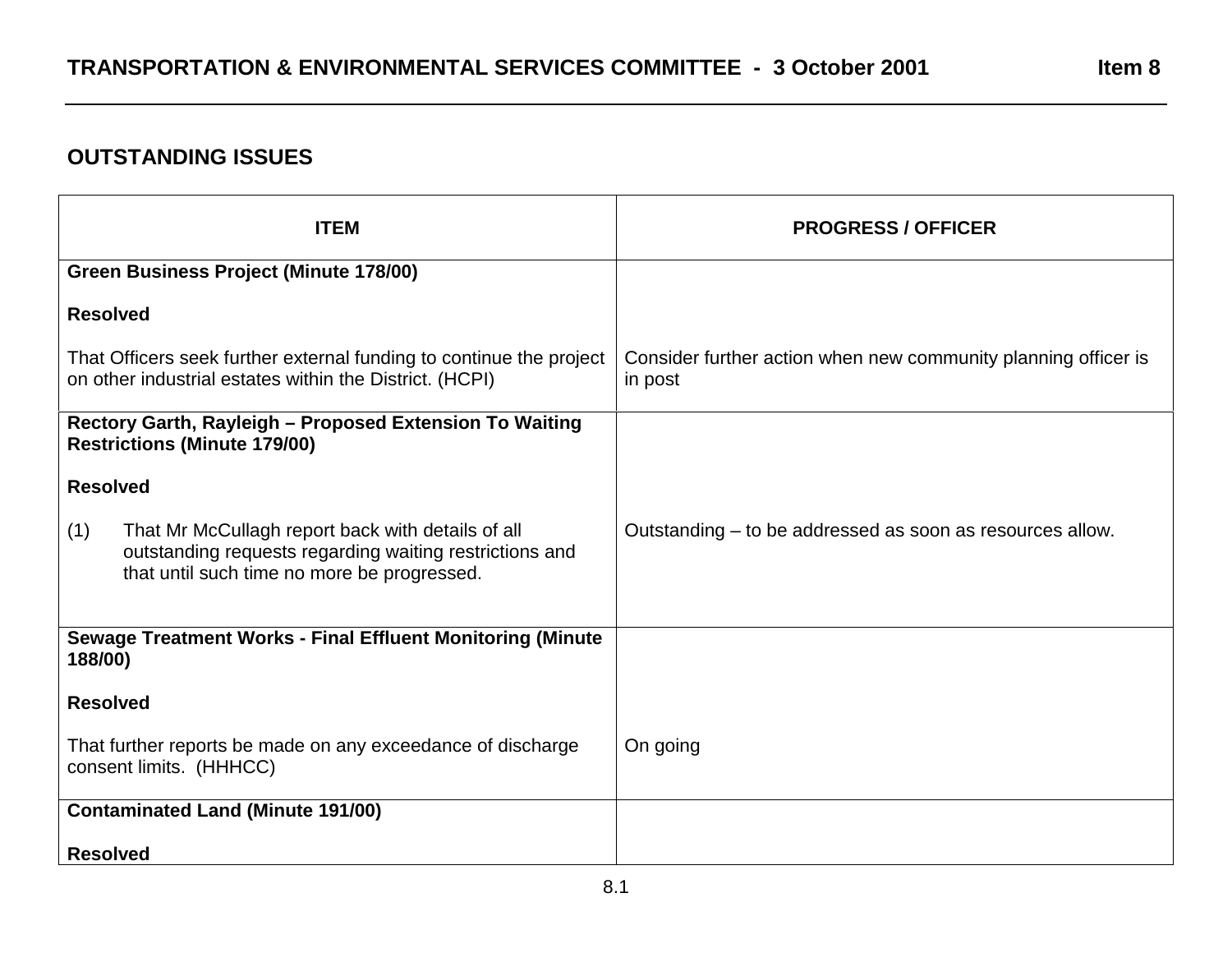## TRANSPORTATION & ENVIRONMENTAL SERVICES COMMITTEE - 3 October 2001 — Item 8

## OUTSTANDING ISSUES

| ITEM | PROGRESS / OFFICER |
|---|---|
| **Green Business Project (Minute 178/00)**<br><br>**Resolved**<br><br>That Officers seek further external funding to continue the project on other industrial estates within the District. (HCPI) | Consider further action when new community planning officer is in post |
| **Rectory Garth, Rayleigh – Proposed Extension To Waiting Restrictions (Minute 179/00)**<br><br>**Resolved**<br><br>(1) That Mr McCullagh report back with details of all outstanding requests regarding waiting restrictions and that until such time no more be progressed. | Outstanding – to be addressed as soon as resources allow. |
| **Sewage Treatment Works - Final Effluent Monitoring (Minute 188/00)**<br><br>**Resolved**<br><br>That further reports be made on any exceedance of discharge consent limits. (HHHCC) | On going |
| **Contaminated Land (Minute 191/00)**<br><br>**Resolved** | |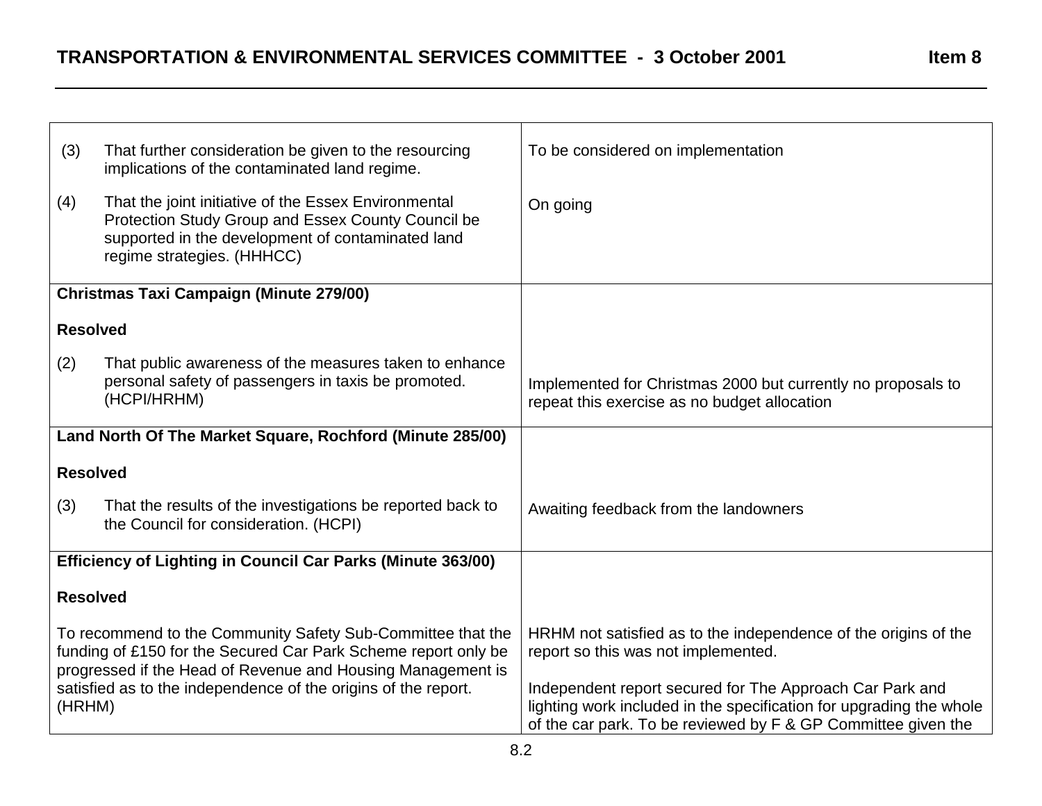| | |
|---|---|
| (3) That further consideration be given to the resourcing implications of the contaminated land regime.<br><br>(4) That the joint initiative of the Essex Environmental Protection Study Group and Essex County Council be supported in the development of contaminated land regime strategies. (HHHCC) | To be considered on implementation<br><br>On going |
| **Christmas Taxi Campaign (Minute 279/00)**<br><br>**Resolved**<br><br>(2) That public awareness of the measures taken to enhance personal safety of passengers in taxis be promoted. (HCPI/HRHM) | Implemented for Christmas 2000 but currently no proposals to repeat this exercise as no budget allocation |
| **Land North Of The Market Square, Rochford (Minute 285/00)**<br><br>**Resolved**<br><br>(3) That the results of the investigations be reported back to the Council for consideration. (HCPI) | Awaiting feedback from the landowners |
| **Efficiency of Lighting in Council Car Parks (Minute 363/00)**<br><br>**Resolved**<br><br>To recommend to the Community Safety Sub-Committee that the funding of £150 for the Secured Car Park Scheme report only be progressed if the Head of Revenue and Housing Management is satisfied as to the independence of the origins of the report. (HRHM) | HRHM not satisfied as to the independence of the origins of the report so this was not implemented.<br><br>Independent report secured for The Approach Car Park and lighting work included in the specification for upgrading the whole of the car park. To be reviewed by F & GP Committee given the |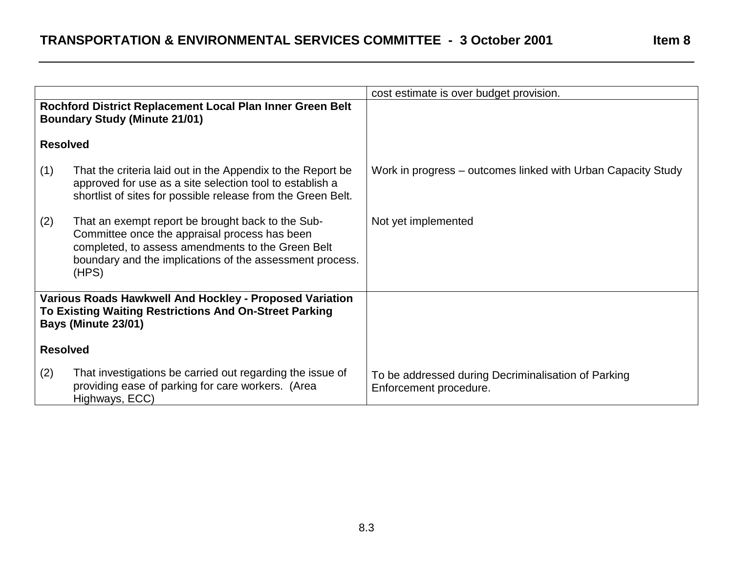| | |
|---|---|
| | cost estimate is over budget provision. |
| **Rochford District Replacement Local Plan Inner Green Belt Boundary Study (Minute 21/01)** | |
| **Resolved** | |
| (1) That the criteria laid out in the Appendix to the Report be approved for use as a site selection tool to establish a shortlist of sites for possible release from the Green Belt. | Work in progress – outcomes linked with Urban Capacity Study |
| (2) That an exempt report be brought back to the Sub-Committee once the appraisal process has been completed, to assess amendments to the Green Belt boundary and the implications of the assessment process. (HPS) | Not yet implemented |
| **Various Roads Hawkwell And Hockley - Proposed Variation To Existing Waiting Restrictions And On-Street Parking Bays (Minute 23/01)** | |
| **Resolved** | |
| (2) That investigations be carried out regarding the issue of providing ease of parking for care workers. (Area Highways, ECC) | To be addressed during Decriminalisation of Parking Enforcement procedure. |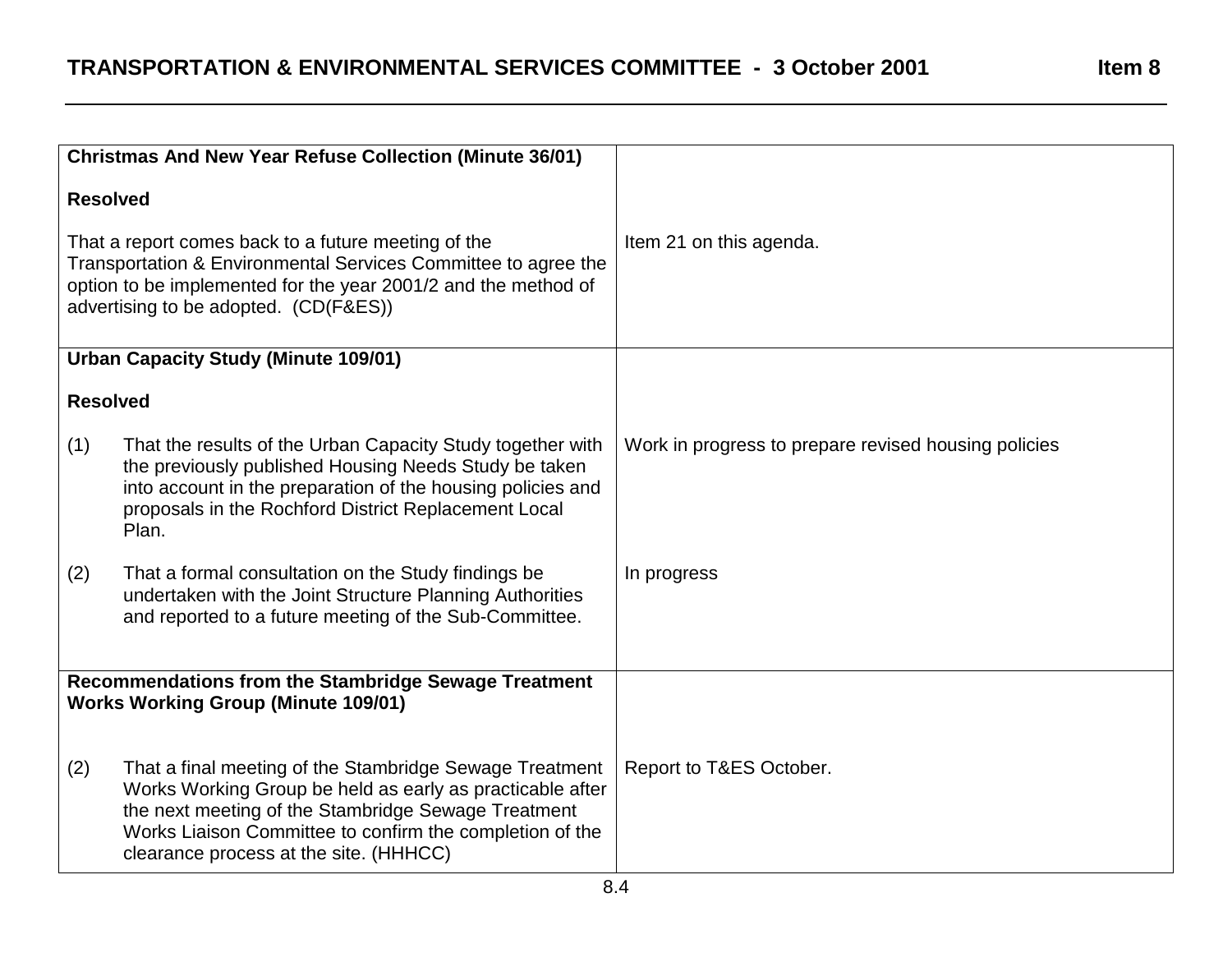| | |
|---|---|
| **Christmas And New Year Refuse Collection (Minute 36/01)**<br><br>**Resolved**<br><br>That a report comes back to a future meeting of the Transportation & Environmental Services Committee to agree the option to be implemented for the year 2001/2 and the method of advertising to be adopted. (CD(F&ES)) | Item 21 on this agenda. |
| **Urban Capacity Study (Minute 109/01)**<br><br>**Resolved**<br><br>(1) That the results of the Urban Capacity Study together with the previously published Housing Needs Study be taken into account in the preparation of the housing policies and proposals in the Rochford District Replacement Local Plan. | Work in progress to prepare revised housing policies |
| (2) That a formal consultation on the Study findings be undertaken with the Joint Structure Planning Authorities and reported to a future meeting of the Sub-Committee. | In progress |
| **Recommendations from the Stambridge Sewage Treatment Works Working Group (Minute 109/01)**<br><br>(2) That a final meeting of the Stambridge Sewage Treatment Works Working Group be held as early as practicable after the next meeting of the Stambridge Sewage Treatment Works Liaison Committee to confirm the completion of the clearance process at the site. (HHHCC) | Report to T&ES October. |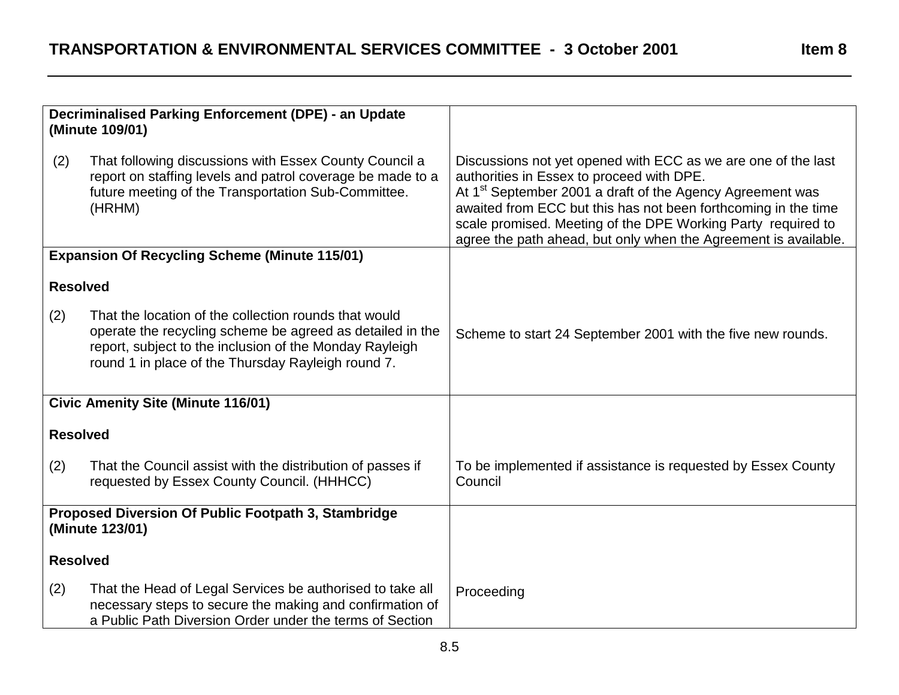| Decision | Progress |
|---|---|
| **Decriminalised Parking Enforcement (DPE) - an Update (Minute 109/01)**<br><br>(2) That following discussions with Essex County Council a report on staffing levels and patrol coverage be made to a future meeting of the Transportation Sub-Committee. (HRHM) | Discussions not yet opened with ECC as we are one of the last authorities in Essex to proceed with DPE.<br>At 1st September 2001 a draft of the Agency Agreement was awaited from ECC but this has not been forthcoming in the time scale promised. Meeting of the DPE Working Party required to agree the path ahead, but only when the Agreement is available. |
| **Expansion Of Recycling Scheme (Minute 115/01)**<br><br>**Resolved**<br><br>(2) That the location of the collection rounds that would operate the recycling scheme be agreed as detailed in the report, subject to the inclusion of the Monday Rayleigh round 1 in place of the Thursday Rayleigh round 7. | Scheme to start 24 September 2001 with the five new rounds. |
| **Civic Amenity Site (Minute 116/01)**<br><br>**Resolved**<br><br>(2) That the Council assist with the distribution of passes if requested by Essex County Council. (HHHCC) | To be implemented if assistance is requested by Essex County Council |
| **Proposed Diversion Of Public Footpath 3, Stambridge (Minute 123/01)**<br><br>**Resolved**<br><br>(2) That the Head of Legal Services be authorised to take all necessary steps to secure the making and confirmation of a Public Path Diversion Order under the terms of Section | Proceeding |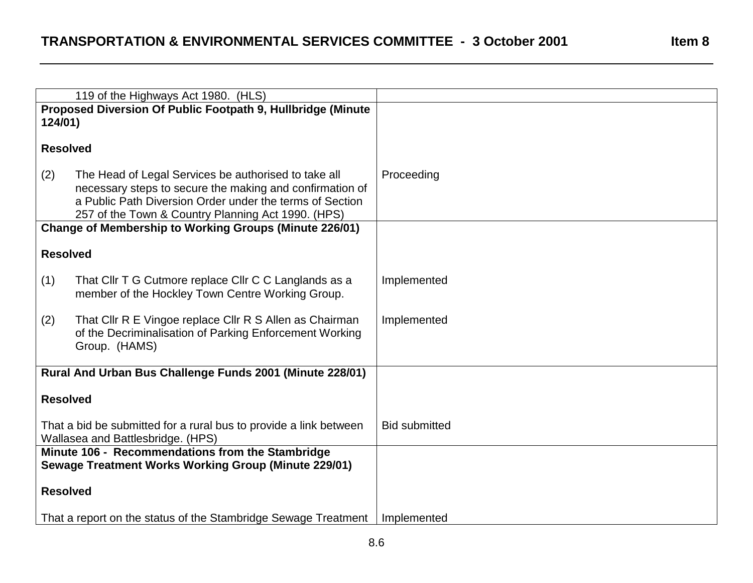| | |
|---|---|
| 119 of the Highways Act 1980. (HLS) | |
| **Proposed Diversion Of Public Footpath 9, Hullbridge (Minute 124/01)**<br><br>**Resolved**<br><br>(2) The Head of Legal Services be authorised to take all necessary steps to secure the making and confirmation of a Public Path Diversion Order under the terms of Section 257 of the Town & Country Planning Act 1990. (HPS) | Proceeding |
| **Change of Membership to Working Groups (Minute 226/01)**<br><br>**Resolved**<br><br>(1) That Cllr T G Cutmore replace Cllr C C Langlands as a member of the Hockley Town Centre Working Group.<br><br>(2) That Cllr R E Vingoe replace Cllr R S Allen as Chairman of the Decriminalisation of Parking Enforcement Working Group. (HAMS) | Implemented<br><br>Implemented |
| **Rural And Urban Bus Challenge Funds 2001 (Minute 228/01)**<br><br>**Resolved**<br><br>That a bid be submitted for a rural bus to provide a link between Wallasea and Battlesbridge. (HPS) | Bid submitted |
| **Minute 106 - Recommendations from the Stambridge Sewage Treatment Works Working Group (Minute 229/01)**<br><br>**Resolved**<br><br>That a report on the status of the Stambridge Sewage Treatment | Implemented |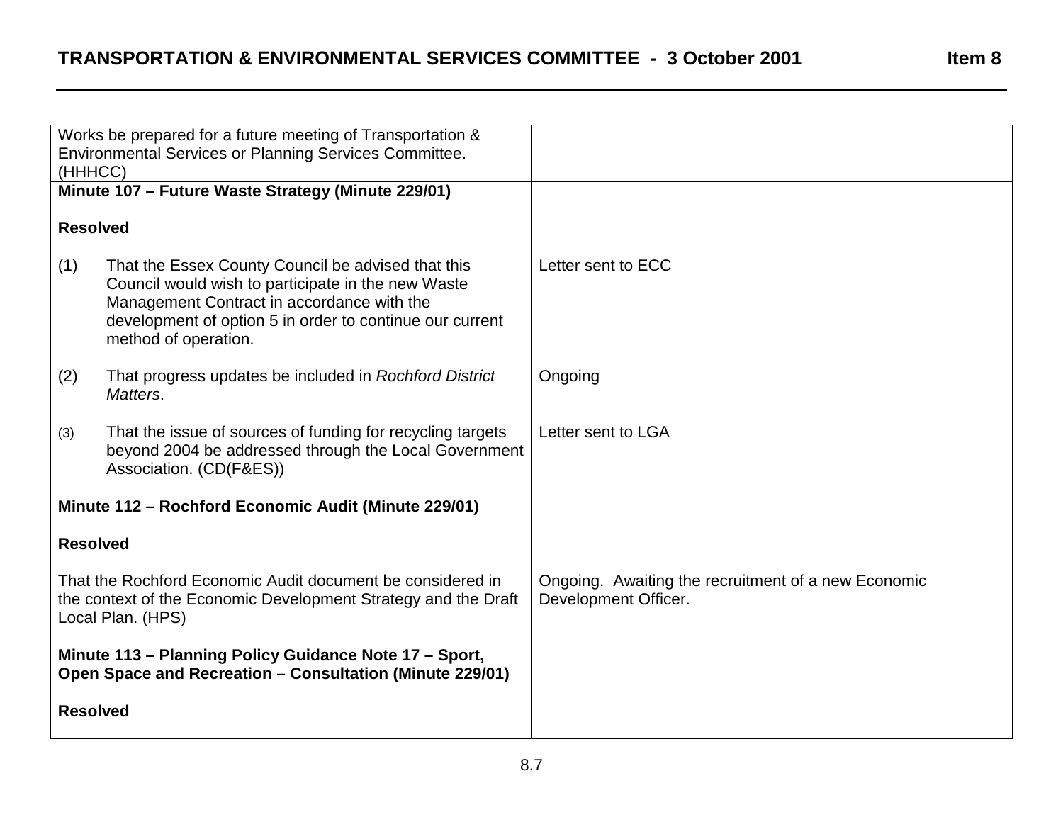| | |
|---|---|
| Works be prepared for a future meeting of Transportation & Environmental Services or Planning Services Committee. (HHHCC) | |
| **Minute 107 – Future Waste Strategy (Minute 229/01)**<br><br>**Resolved**<br><br>(1) That the Essex County Council be advised that this Council would wish to participate in the new Waste Management Contract in accordance with the development of option 5 in order to continue our current method of operation.<br><br>(2) That progress updates be included in *Rochford District Matters*.<br><br>(3) That the issue of sources of funding for recycling targets beyond 2004 be addressed through the Local Government Association. (CD(F&ES)) | Letter sent to ECC<br><br>Ongoing<br><br>Letter sent to LGA |
| **Minute 112 – Rochford Economic Audit (Minute 229/01)**<br><br>**Resolved**<br><br>That the Rochford Economic Audit document be considered in the context of the Economic Development Strategy and the Draft Local Plan. (HPS) | Ongoing. Awaiting the recruitment of a new Economic Development Officer. |
| **Minute 113 – Planning Policy Guidance Note 17 – Sport, Open Space and Recreation – Consultation (Minute 229/01)**<br><br>**Resolved** | |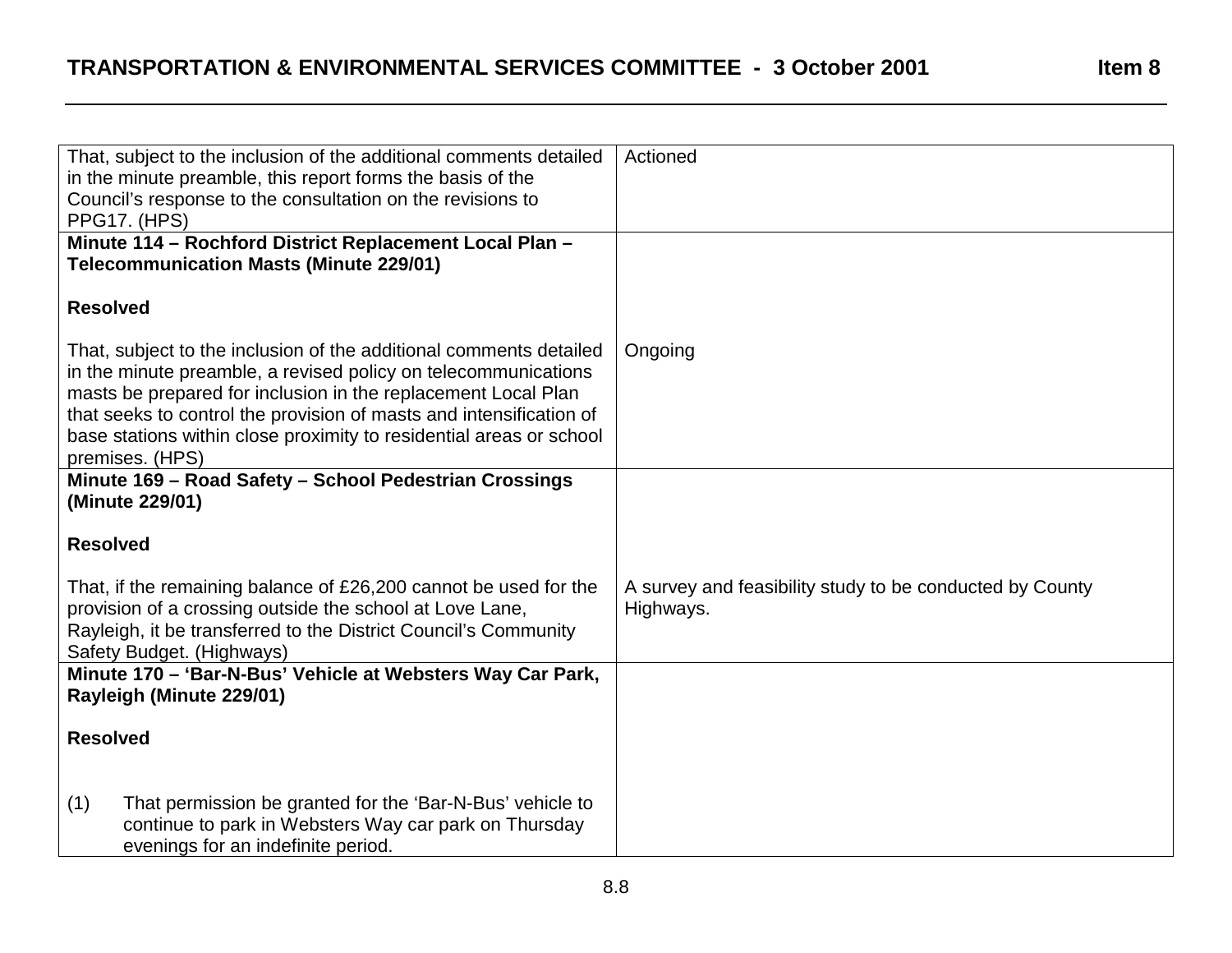| | |
|---|---|
| That, subject to the inclusion of the additional comments detailed in the minute preamble, this report forms the basis of the Council's response to the consultation on the revisions to PPG17. (HPS) | Actioned |
| **Minute 114 – Rochford District Replacement Local Plan – Telecommunication Masts (Minute 229/01)**<br><br>**Resolved**<br><br>That, subject to the inclusion of the additional comments detailed in the minute preamble, a revised policy on telecommunications masts be prepared for inclusion in the replacement Local Plan that seeks to control the provision of masts and intensification of base stations within close proximity to residential areas or school premises. (HPS) | Ongoing |
| **Minute 169 – Road Safety – School Pedestrian Crossings (Minute 229/01)**<br><br>**Resolved**<br><br>That, if the remaining balance of £26,200 cannot be used for the provision of a crossing outside the school at Love Lane, Rayleigh, it be transferred to the District Council's Community Safety Budget. (Highways) | A survey and feasibility study to be conducted by County Highways. |
| **Minute 170 – 'Bar-N-Bus' Vehicle at Websters Way Car Park, Rayleigh (Minute 229/01)**<br><br>**Resolved**<br><br>(1) That permission be granted for the 'Bar-N-Bus' vehicle to continue to park in Websters Way car park on Thursday evenings for an indefinite period. | |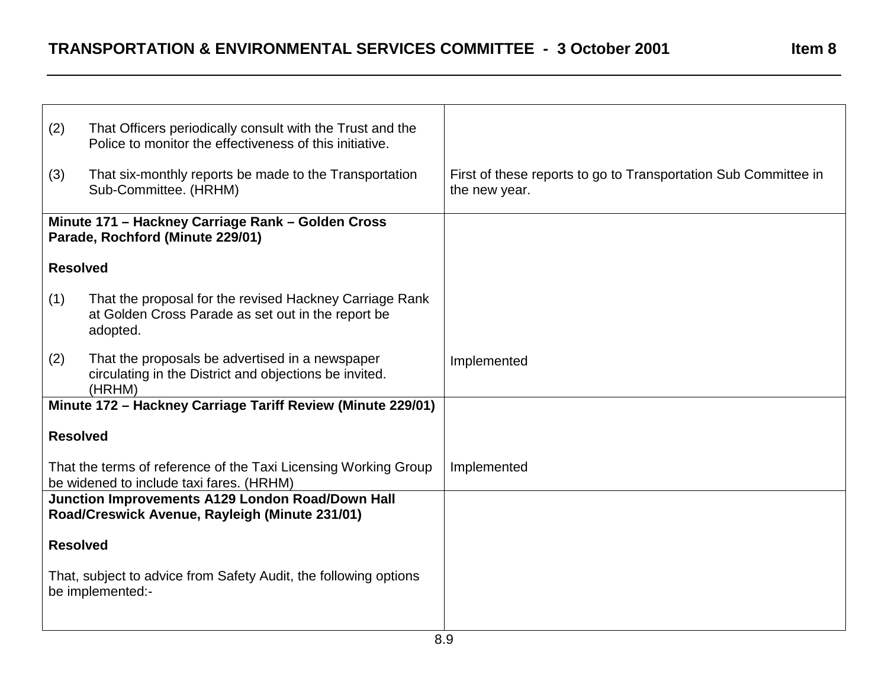| | |
|---|---|
| (2) That Officers periodically consult with the Trust and the Police to monitor the effectiveness of this initiative.<br><br>(3) That six-monthly reports be made to the Transportation Sub-Committee. (HRHM) | First of these reports to go to Transportation Sub Committee in the new year. |
| **Minute 171 – Hackney Carriage Rank – Golden Cross Parade, Rochford (Minute 229/01)**<br><br>**Resolved**<br><br>(1) That the proposal for the revised Hackney Carriage Rank at Golden Cross Parade as set out in the report be adopted.<br><br>(2) That the proposals be advertised in a newspaper circulating in the District and objections be invited. (HRHM) | Implemented |
| **Minute 172 – Hackney Carriage Tariff Review (Minute 229/01)**<br><br>**Resolved**<br><br>That the terms of reference of the Taxi Licensing Working Group be widened to include taxi fares. (HRHM) | Implemented |
| **Junction Improvements A129 London Road/Down Hall Road/Creswick Avenue, Rayleigh (Minute 231/01)**<br><br>**Resolved**<br><br>That, subject to advice from Safety Audit, the following options be implemented:- | |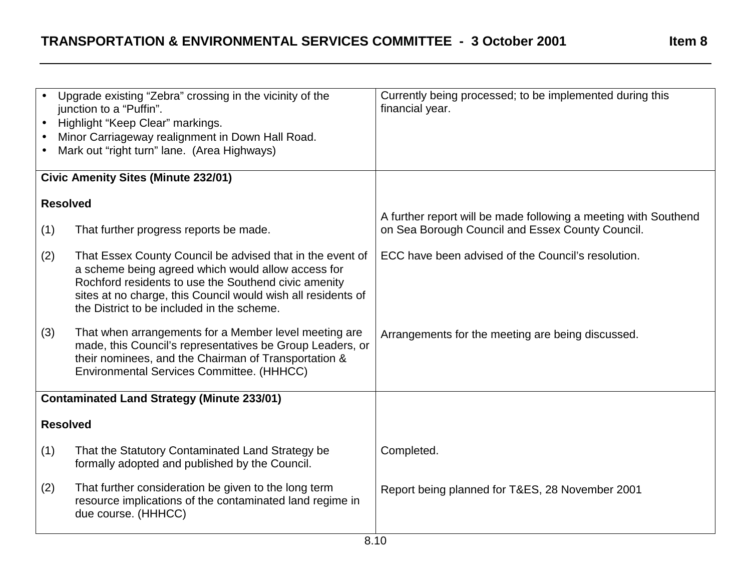| | |
|---|---|
| • Upgrade existing "Zebra" crossing in the vicinity of the junction to a "Puffin".<br>• Highlight "Keep Clear" markings.<br>• Minor Carriageway realignment in Down Hall Road.<br>• Mark out "right turn" lane. (Area Highways) | Currently being processed; to be implemented during this financial year. |
| **Civic Amenity Sites (Minute 232/01)**<br><br>**Resolved**<br><br>(1) That further progress reports be made. | A further report will be made following a meeting with Southend on Sea Borough Council and Essex County Council. |
| (2) That Essex County Council be advised that in the event of a scheme being agreed which would allow access for Rochford residents to use the Southend civic amenity sites at no charge, this Council would wish all residents of the District to be included in the scheme. | ECC have been advised of the Council's resolution. |
| (3) That when arrangements for a Member level meeting are made, this Council's representatives be Group Leaders, or their nominees, and the Chairman of Transportation & Environmental Services Committee. (HHHCC) | Arrangements for the meeting are being discussed. |
| **Contaminated Land Strategy (Minute 233/01)**<br><br>**Resolved**<br><br>(1) That the Statutory Contaminated Land Strategy be formally adopted and published by the Council. | Completed. |
| (2) That further consideration be given to the long term resource implications of the contaminated land regime in due course. (HHHCC) | Report being planned for T&ES, 28 November 2001 |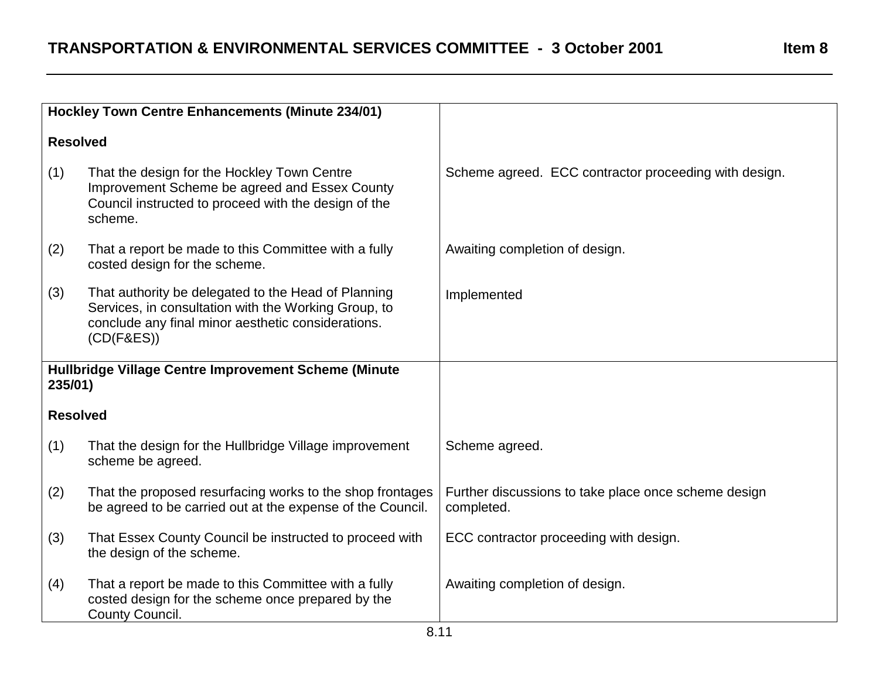| **Hockley Town Centre Enhancements (Minute 234/01)**<br><br>**Resolved** | |
|---|---|
| (1) That the design for the Hockley Town Centre Improvement Scheme be agreed and Essex County Council instructed to proceed with the design of the scheme. | Scheme agreed. ECC contractor proceeding with design. |
| (2) That a report be made to this Committee with a fully costed design for the scheme. | Awaiting completion of design. |
| (3) That authority be delegated to the Head of Planning Services, in consultation with the Working Group, to conclude any final minor aesthetic considerations. (CD(F&ES)) | Implemented |
| **Hullbridge Village Centre Improvement Scheme (Minute 235/01)**<br><br>**Resolved** | |
| (1) That the design for the Hullbridge Village improvement scheme be agreed. | Scheme agreed. |
| (2) That the proposed resurfacing works to the shop frontages be agreed to be carried out at the expense of the Council. | Further discussions to take place once scheme design completed. |
| (3) That Essex County Council be instructed to proceed with the design of the scheme. | ECC contractor proceeding with design. |
| (4) That a report be made to this Committee with a fully costed design for the scheme once prepared by the County Council. | Awaiting completion of design. |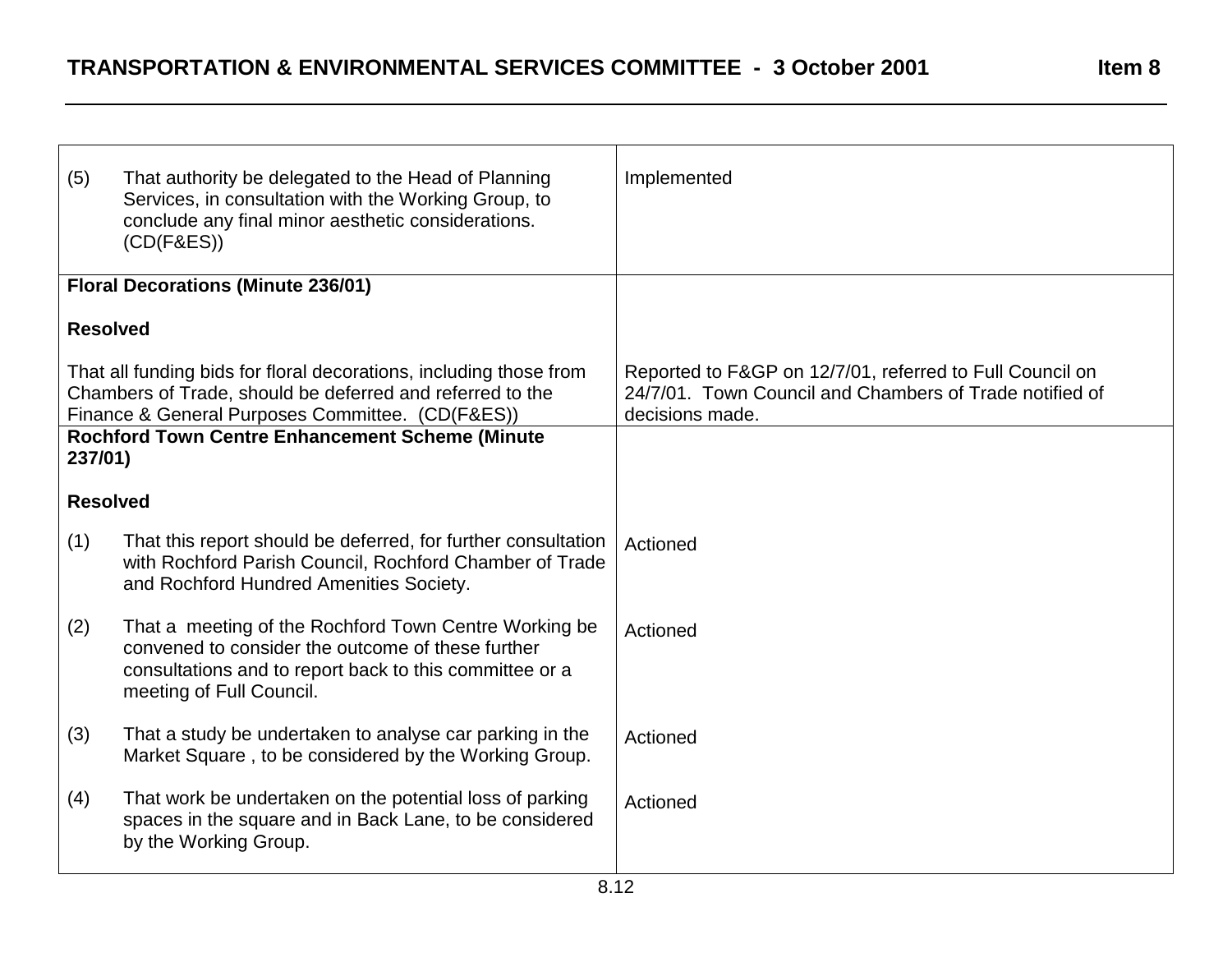| | |
|---|---|
| (5) That authority be delegated to the Head of Planning Services, in consultation with the Working Group, to conclude any final minor aesthetic considerations. (CD(F&ES)) | Implemented |
| **Floral Decorations (Minute 236/01)**<br><br>**Resolved**<br><br>That all funding bids for floral decorations, including those from Chambers of Trade, should be deferred and referred to the Finance & General Purposes Committee. (CD(F&ES)) | Reported to F&GP on 12/7/01, referred to Full Council on 24/7/01. Town Council and Chambers of Trade notified of decisions made. |
| **Rochford Town Centre Enhancement Scheme (Minute 237/01)**<br><br>**Resolved** | |
| (1) That this report should be deferred, for further consultation with Rochford Parish Council, Rochford Chamber of Trade and Rochford Hundred Amenities Society. | Actioned |
| (2) That a meeting of the Rochford Town Centre Working be convened to consider the outcome of these further consultations and to report back to this committee or a meeting of Full Council. | Actioned |
| (3) That a study be undertaken to analyse car parking in the Market Square , to be considered by the Working Group. | Actioned |
| (4) That work be undertaken on the potential loss of parking spaces in the square and in Back Lane, to be considered by the Working Group. | Actioned |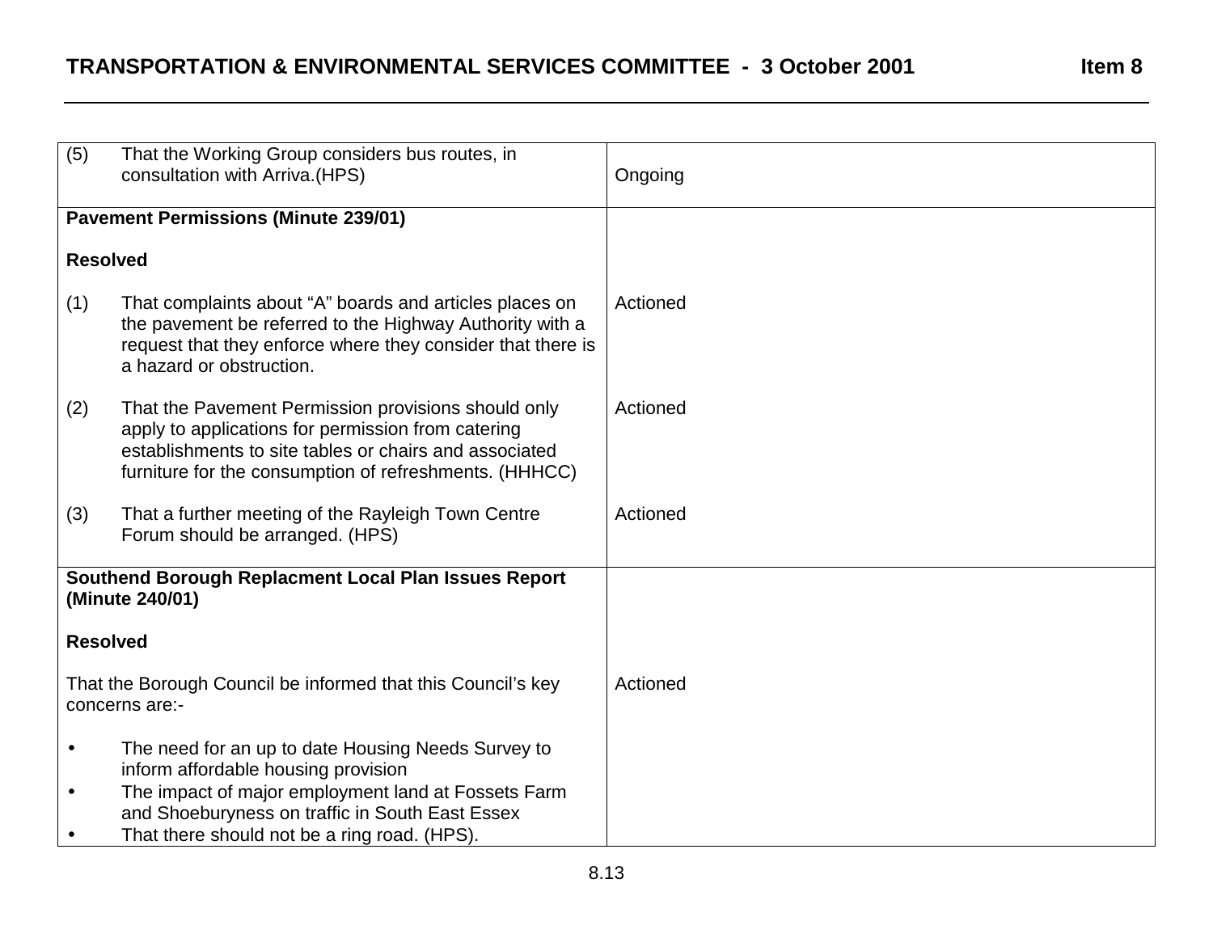| | |
|---|---|
| (5) That the Working Group considers bus routes, in consultation with Arriva.(HPS) | Ongoing |
| **Pavement Permissions (Minute 239/01)**<br><br>**Resolved**<br><br>(1) That complaints about “A” boards and articles places on the pavement be referred to the Highway Authority with a request that they enforce where they consider that there is a hazard or obstruction. | Actioned |
| (2) That the Pavement Permission provisions should only apply to applications for permission from catering establishments to site tables or chairs and associated furniture for the consumption of refreshments. (HHHCC) | Actioned |
| (3) That a further meeting of the Rayleigh Town Centre Forum should be arranged. (HPS) | Actioned |
| **Southend Borough Replacment Local Plan Issues Report (Minute 240/01)**<br><br>**Resolved**<br><br>That the Borough Council be informed that this Council’s key concerns are:-<br><br>• The need for an up to date Housing Needs Survey to inform affordable housing provision<br>• The impact of major employment land at Fossets Farm and Shoeburyness on traffic in South East Essex<br>• That there should not be a ring road. (HPS). | Actioned |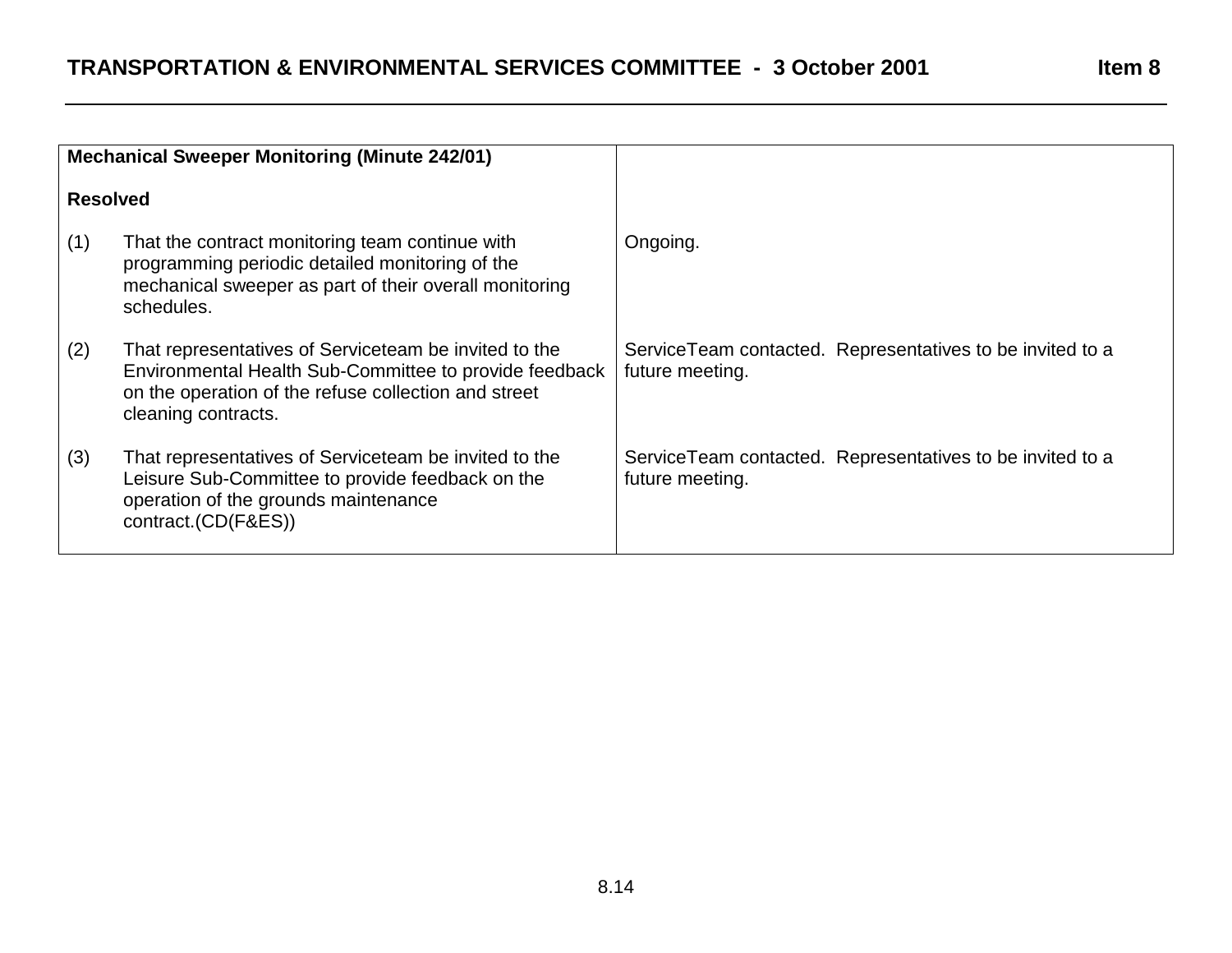| | |
|---|---|
| **Mechanical Sweeper Monitoring (Minute 242/01)** | |
| **Resolved** | |
| (1) That the contract monitoring team continue with programming periodic detailed monitoring of the mechanical sweeper as part of their overall monitoring schedules. | Ongoing. |
| (2) That representatives of Serviceteam be invited to the Environmental Health Sub-Committee to provide feedback on the operation of the refuse collection and street cleaning contracts. | ServiceTeam contacted. Representatives to be invited to a future meeting. |
| (3) That representatives of Serviceteam be invited to the Leisure Sub-Committee to provide feedback on the operation of the grounds maintenance contract.(CD(F&ES)) | ServiceTeam contacted. Representatives to be invited to a future meeting. |